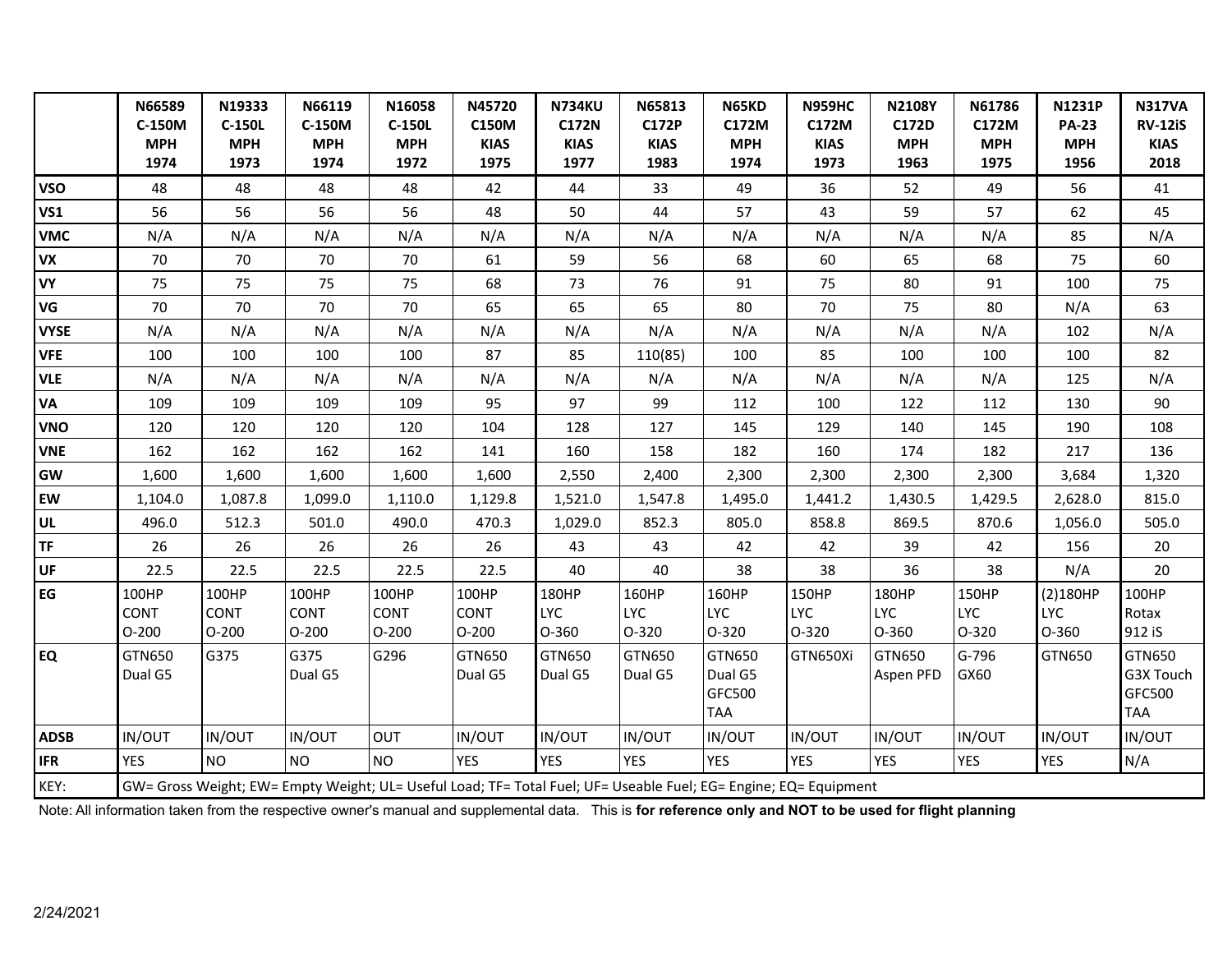| | N66589<br>C-150M<br>MPH<br>1974 | N19333<br>C-150L<br>MPH<br>1973 | N66119<br>C-150M<br>MPH<br>1974 | N16058<br>C-150L<br>MPH<br>1972 | N45720<br>C150M<br>KIAS<br>1975 | N734KU<br>C172N<br>KIAS<br>1977 | N65813<br>C172P<br>KIAS<br>1983 | N65KD<br>C172M<br>MPH<br>1974 | N959HC<br>C172M<br>KIAS<br>1973 | N2108Y<br>C172D<br>MPH<br>1963 | N61786<br>C172M<br>MPH<br>1975 | N1231P<br>PA-23<br>MPH<br>1956 | N317VA<br>RV-12iS<br>KIAS<br>2018 |
|---|---|---|---|---|---|---|---|---|---|---|---|---|---|
| VSO | 48 | 48 | 48 | 48 | 42 | 44 | 33 | 49 | 36 | 52 | 49 | 56 | 41 |
| VS1 | 56 | 56 | 56 | 56 | 48 | 50 | 44 | 57 | 43 | 59 | 57 | 62 | 45 |
| VMC | N/A | N/A | N/A | N/A | N/A | N/A | N/A | N/A | N/A | N/A | N/A | 85 | N/A |
| VX | 70 | 70 | 70 | 70 | 61 | 59 | 56 | 68 | 60 | 65 | 68 | 75 | 60 |
| VY | 75 | 75 | 75 | 75 | 68 | 73 | 76 | 91 | 75 | 80 | 91 | 100 | 75 |
| VG | 70 | 70 | 70 | 70 | 65 | 65 | 65 | 80 | 70 | 75 | 80 | N/A | 63 |
| VYSE | N/A | N/A | N/A | N/A | N/A | N/A | N/A | N/A | N/A | N/A | N/A | 102 | N/A |
| VFE | 100 | 100 | 100 | 100 | 87 | 85 | 110(85) | 100 | 85 | 100 | 100 | 100 | 82 |
| VLE | N/A | N/A | N/A | N/A | N/A | N/A | N/A | N/A | N/A | N/A | N/A | 125 | N/A |
| VA | 109 | 109 | 109 | 109 | 95 | 97 | 99 | 112 | 100 | 122 | 112 | 130 | 90 |
| VNO | 120 | 120 | 120 | 120 | 104 | 128 | 127 | 145 | 129 | 140 | 145 | 190 | 108 |
| VNE | 162 | 162 | 162 | 162 | 141 | 160 | 158 | 182 | 160 | 174 | 182 | 217 | 136 |
| GW | 1,600 | 1,600 | 1,600 | 1,600 | 1,600 | 2,550 | 2,400 | 2,300 | 2,300 | 2,300 | 2,300 | 3,684 | 1,320 |
| EW | 1,104.0 | 1,087.8 | 1,099.0 | 1,110.0 | 1,129.8 | 1,521.0 | 1,547.8 | 1,495.0 | 1,441.2 | 1,430.5 | 1,429.5 | 2,628.0 | 815.0 |
| UL | 496.0 | 512.3 | 501.0 | 490.0 | 470.3 | 1,029.0 | 852.3 | 805.0 | 858.8 | 869.5 | 870.6 | 1,056.0 | 505.0 |
| TF | 26 | 26 | 26 | 26 | 26 | 43 | 43 | 42 | 42 | 39 | 42 | 156 | 20 |
| UF | 22.5 | 22.5 | 22.5 | 22.5 | 22.5 | 40 | 40 | 38 | 38 | 36 | 38 | N/A | 20 |
| EG | 100HP<br>CONT<br>O-200 | 100HP<br>CONT<br>O-200 | 100HP<br>CONT<br>O-200 | 100HP<br>CONT<br>O-200 | 100HP<br>CONT<br>O-200 | 180HP<br>LYC<br>O-360 | 160HP<br>LYC<br>O-320 | 160HP<br>LYC<br>O-320 | 150HP<br>LYC<br>O-320 | 180HP<br>LYC<br>O-360 | 150HP<br>LYC<br>O-320 | (2)180HP<br>LYC<br>O-360 | 100HP<br>Rotax<br>912 iS |
| EQ | GTN650<br>Dual G5 | G375 | G375<br>Dual G5 | G296 | GTN650<br>Dual G5 | GTN650<br>Dual G5 | GTN650<br>Dual G5 | GTN650<br>Dual G5<br>GFC500<br>TAA | GTN650Xi | GTN650<br>Aspen PFD | G-796<br>GX60 | GTN650 | GTN650<br>G3X Touch<br>GFC500<br>TAA |
| ADSB | IN/OUT | IN/OUT | IN/OUT | OUT | IN/OUT | IN/OUT | IN/OUT | IN/OUT | IN/OUT | IN/OUT | IN/OUT | IN/OUT | IN/OUT |
| IFR | YES | NO | NO | NO | YES | YES | YES | YES | YES | YES | YES | YES | N/A |
| KEY: | GW= Gross Weight; EW= Empty Weight; UL= Useful Load; TF= Total Fuel; UF= Useable Fuel; EG= Engine; EQ= Equipment | | | | | | | | | | | | |

Note: All information taken from the respective owner's manual and supplemental data. This is **for reference only and NOT to be used for flight planning**

2/24/2021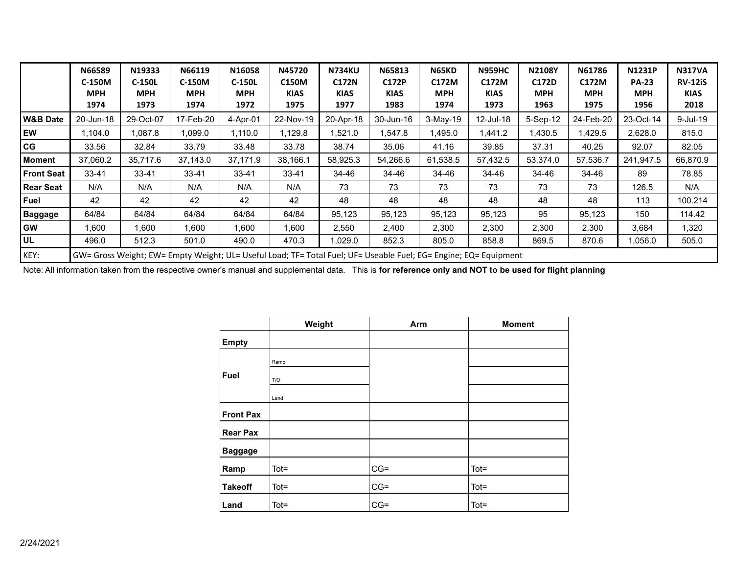| | N66589 C-150M MPH 1974 | N19333 C-150L MPH 1973 | N66119 C-150M MPH 1974 | N16058 C-150L MPH 1972 | N45720 C150M KIAS 1975 | N734KU C172N KIAS 1977 | N65813 C172P KIAS 1983 | N65KD C172M MPH 1974 | N959HC C172M KIAS 1973 | N2108Y C172D MPH 1963 | N61786 C172M MPH 1975 | N1231P PA-23 MPH 1956 | N317VA RV-12iS KIAS 2018 |
|---|---|---|---|---|---|---|---|---|---|---|---|---|---|
| **W&B Date** | 20-Jun-18 | 29-Oct-07 | 17-Feb-20 | 4-Apr-01 | 22-Nov-19 | 20-Apr-18 | 30-Jun-16 | 3-May-19 | 12-Jul-18 | 5-Sep-12 | 24-Feb-20 | 23-Oct-14 | 9-Jul-19 |
| **EW** | 1,104.0 | 1,087.8 | 1,099.0 | 1,110.0 | 1,129.8 | 1,521.0 | 1,547.8 | 1,495.0 | 1,441.2 | 1,430.5 | 1,429.5 | 2,628.0 | 815.0 |
| **CG** | 33.56 | 32.84 | 33.79 | 33.48 | 33.78 | 38.74 | 35.06 | 41.16 | 39.85 | 37.31 | 40.25 | 92.07 | 82.05 |
| **Moment** | 37,060.2 | 35,717.6 | 37,143.0 | 37,171.9 | 38,166.1 | 58,925.3 | 54,266.6 | 61,538.5 | 57,432.5 | 53,374.0 | 57,536.7 | 241,947.5 | 66,870.9 |
| **Front Seat** | 33-41 | 33-41 | 33-41 | 33-41 | 33-41 | 34-46 | 34-46 | 34-46 | 34-46 | 34-46 | 34-46 | 89 | 78.85 |
| **Rear Seat** | N/A | N/A | N/A | N/A | N/A | 73 | 73 | 73 | 73 | 73 | 73 | 126.5 | N/A |
| **Fuel** | 42 | 42 | 42 | 42 | 42 | 48 | 48 | 48 | 48 | 48 | 48 | 113 | 100.214 |
| **Baggage** | 64/84 | 64/84 | 64/84 | 64/84 | 64/84 | 95,123 | 95,123 | 95,123 | 95,123 | 95 | 95,123 | 150 | 114.42 |
| **GW** | 1,600 | 1,600 | 1,600 | 1,600 | 1,600 | 2,550 | 2,400 | 2,300 | 2,300 | 2,300 | 2,300 | 3,684 | 1,320 |
| **UL** | 496.0 | 512.3 | 501.0 | 490.0 | 470.3 | 1,029.0 | 852.3 | 805.0 | 858.8 | 869.5 | 870.6 | 1,056.0 | 505.0 |
| KEY: | GW= Gross Weight; EW= Empty Weight; UL= Useful Load; TF= Total Fuel; UF= Useable Fuel; EG= Engine; EQ= Equipment | | | | | | | | | | | | |

Note: All information taken from the respective owner's manual and supplemental data. This is **for reference only and NOT to be used for flight planning**

| | Weight | Arm | Moment |
|---|---|---|---|
| **Empty** | | | |
| **Fuel** | Ramp | | |
| | T/O | | |
| | Land | | |
| **Front Pax** | | | |
| **Rear Pax** | | | |
| **Baggage** | | | |
| **Ramp** | Tot= | CG= | Tot= |
| **Takeoff** | Tot= | CG= | Tot= |
| **Land** | Tot= | CG= | Tot= |

2/24/2021